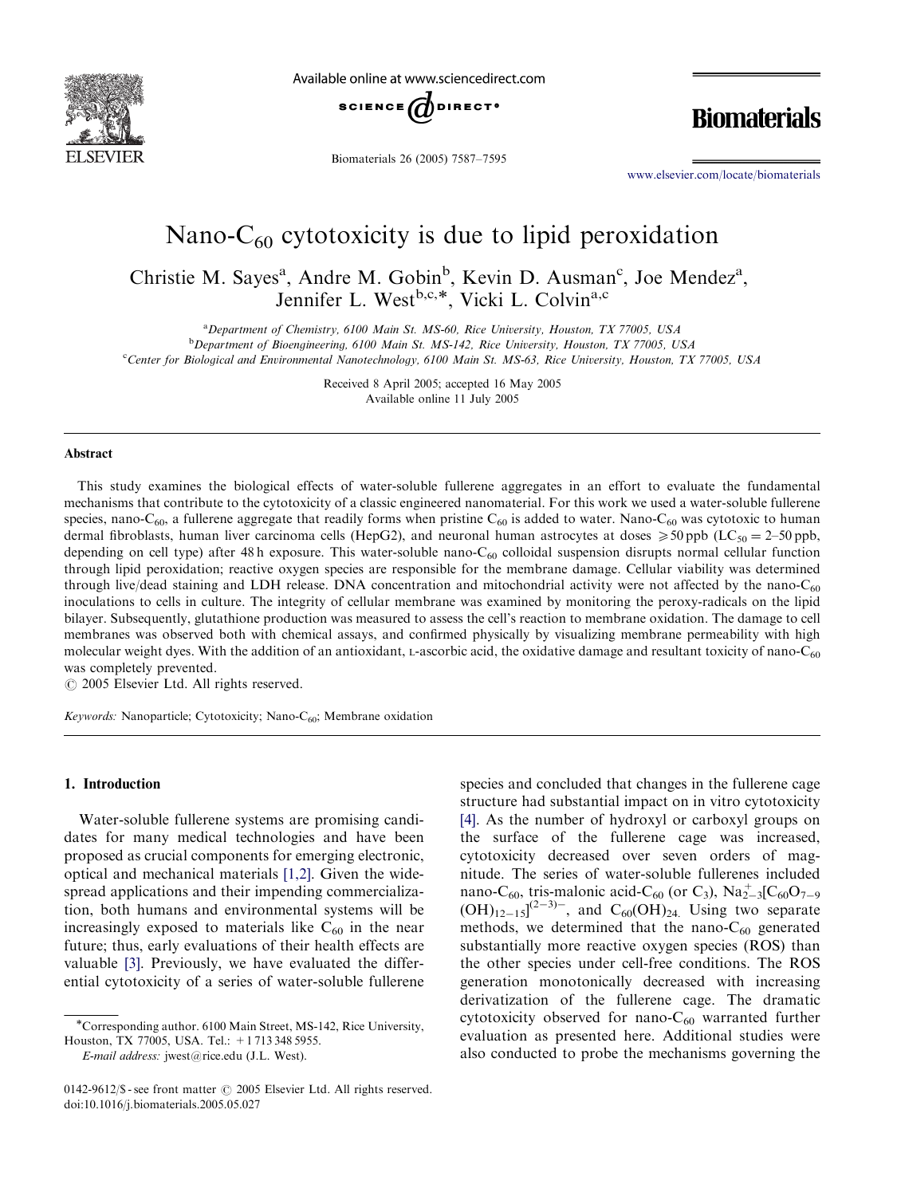# Nano-$C_{60}$ cytotoxicity is due to lipid peroxidation

Christie M. Sayes[a], Andre M. Gobin[b], Kevin D. Ausman[c], Joe Mendez[a], Jennifer L. West[b,c,*], Vicki L. Colvin[a,c]

[a]Department of Chemistry, 6100 Main St. MS-60, Rice University, Houston, TX 77005, USA
[b]Department of Bioengineering, 6100 Main St. MS-142, Rice University, Houston, TX 77005, USA
[c]Center for Biological and Environmental Nanotechnology, 6100 Main St. MS-63, Rice University, Houston, TX 77005, USA

Received 8 April 2005; accepted 16 May 2005
Available online 11 July 2005

## Abstract

This study examines the biological effects of water-soluble fullerene aggregates in an effort to evaluate the fundamental mechanisms that contribute to the cytotoxicity of a classic engineered nanomaterial. For this work we used a water-soluble fullerene species, nano-$C_{60}$, a fullerene aggregate that readily forms when pristine $C_{60}$ is added to water. Nano-$C_{60}$ was cytotoxic to human dermal fibroblasts, human liver carcinoma cells (HepG2), and neuronal human astrocytes at doses $\geq 50$ ppb ($LC_{50} = 2$–$50$ ppb, depending on cell type) after 48 h exposure. This water-soluble nano-$C_{60}$ colloidal suspension disrupts normal cellular function through lipid peroxidation; reactive oxygen species are responsible for the membrane damage. Cellular viability was determined through live/dead staining and LDH release. DNA concentration and mitochondrial activity were not affected by the nano-$C_{60}$ inoculations to cells in culture. The integrity of cellular membrane was examined by monitoring the peroxy-radicals on the lipid bilayer. Subsequently, glutathione production was measured to assess the cell's reaction to membrane oxidation. The damage to cell membranes was observed both with chemical assays, and confirmed physically by visualizing membrane permeability with high molecular weight dyes. With the addition of an antioxidant, L-ascorbic acid, the oxidative damage and resultant toxicity of nano-$C_{60}$ was completely prevented.

© 2005 Elsevier Ltd. All rights reserved.

*Keywords:* Nanoparticle; Cytotoxicity; Nano-$C_{60}$; Membrane oxidation

## 1. Introduction

Water-soluble fullerene systems are promising candidates for many medical technologies and have been proposed as crucial components for emerging electronic, optical and mechanical materials [1,2]. Given the widespread applications and their impending commercialization, both humans and environmental systems will be increasingly exposed to materials like $C_{60}$ in the near future; thus, early evaluations of their health effects are valuable [3]. Previously, we have evaluated the differential cytotoxicity of a series of water-soluble fullerene species and concluded that changes in the fullerene cage structure had substantial impact on in vitro cytotoxicity [4]. As the number of hydroxyl or carboxyl groups on the surface of the fullerene cage was increased, cytotoxicity decreased over seven orders of magnitude. The series of water-soluble fullerenes included nano-$C_{60}$, tris-malonic acid-$C_{60}$ (or $C_3$), $Na^{+}_{2-3}[C_{60}O_{7-9}(OH)_{12-15}]^{(2-3)-}$, and $C_{60}(OH)_{24}$. Using two separate methods, we determined that the nano-$C_{60}$ generated substantially more reactive oxygen species (ROS) than the other species under cell-free conditions. The ROS generation monotonically decreased with increasing derivatization of the fullerene cage. The dramatic cytotoxicity observed for nano-$C_{60}$ warranted further evaluation as presented here. Additional studies were also conducted to probe the mechanisms governing the

*Corresponding author. 6100 Main Street, MS-142, Rice University, Houston, TX 77005, USA. Tel.: +1 713 348 5955.
*E-mail address:* jwest@rice.edu (J.L. West).

0142-9612/$ - see front matter © 2005 Elsevier Ltd. All rights reserved.
doi:10.1016/j.biomaterials.2005.05.027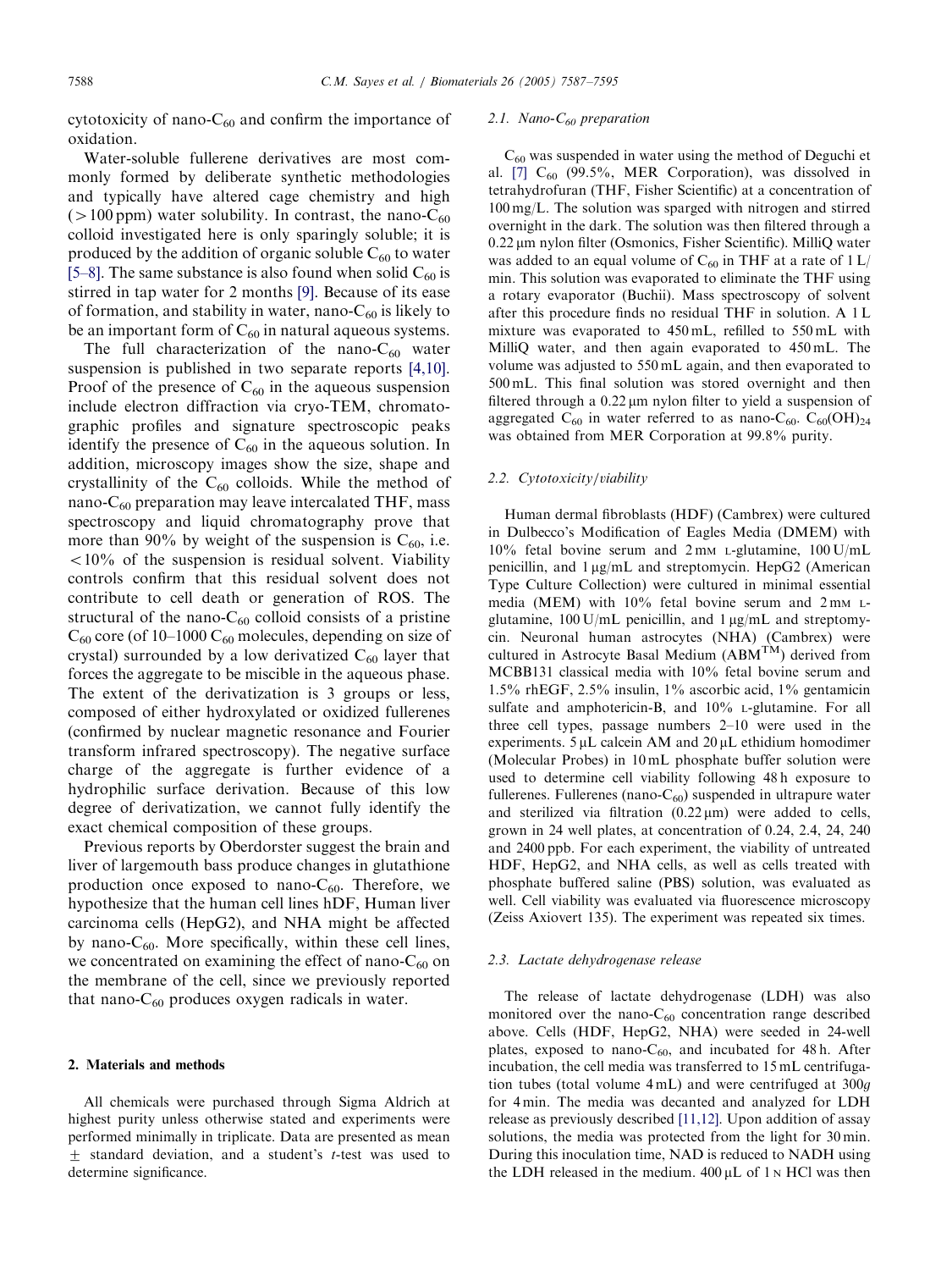cytotoxicity of nano-$C_{60}$ and confirm the importance of oxidation.

Water-soluble fullerene derivatives are most commonly formed by deliberate synthetic methodologies and typically have altered cage chemistry and high (>100 ppm) water solubility. In contrast, the nano-$C_{60}$ colloid investigated here is only sparingly soluble; it is produced by the addition of organic soluble $C_{60}$ to water [5–8]. The same substance is also found when solid $C_{60}$ is stirred in tap water for 2 months [9]. Because of its ease of formation, and stability in water, nano-$C_{60}$ is likely to be an important form of $C_{60}$ in natural aqueous systems.

The full characterization of the nano-$C_{60}$ water suspension is published in two separate reports [4,10]. Proof of the presence of $C_{60}$ in the aqueous suspension include electron diffraction via cryo-TEM, chromatographic profiles and signature spectroscopic peaks identify the presence of $C_{60}$ in the aqueous solution. In addition, microscopy images show the size, shape and crystallinity of the $C_{60}$ colloids. While the method of nano-$C_{60}$ preparation may leave intercalated THF, mass spectroscopy and liquid chromatography prove that more than 90% by weight of the suspension is $C_{60}$, i.e. <10% of the suspension is residual solvent. Viability controls confirm that this residual solvent does not contribute to cell death or generation of ROS. The structural of the nano-$C_{60}$ colloid consists of a pristine $C_{60}$ core (of 10–1000 $C_{60}$ molecules, depending on size of crystal) surrounded by a low derivatized $C_{60}$ layer that forces the aggregate to be miscible in the aqueous phase. The extent of the derivatization is 3 groups or less, composed of either hydroxylated or oxidized fullerenes (confirmed by nuclear magnetic resonance and Fourier transform infrared spectroscopy). The negative surface charge of the aggregate is further evidence of a hydrophilic surface derivation. Because of this low degree of derivatization, we cannot fully identify the exact chemical composition of these groups.

Previous reports by Oberdorster suggest the brain and liver of largemouth bass produce changes in glutathione production once exposed to nano-$C_{60}$. Therefore, we hypothesize that the human cell lines hDF, Human liver carcinoma cells (HepG2), and NHA might be affected by nano-$C_{60}$. More specifically, within these cell lines, we concentrated on examining the effect of nano-$C_{60}$ on the membrane of the cell, since we previously reported that nano-$C_{60}$ produces oxygen radicals in water.

## 2. Materials and methods

All chemicals were purchased through Sigma Aldrich at highest purity unless otherwise stated and experiments were performed minimally in triplicate. Data are presented as mean ± standard deviation, and a student's *t*-test was used to determine significance.

### 2.1. Nano-$C_{60}$ preparation

$C_{60}$ was suspended in water using the method of Deguchi et al. [7] $C_{60}$ (99.5%, MER Corporation), was dissolved in tetrahydrofuran (THF, Fisher Scientific) at a concentration of 100 mg/L. The solution was sparged with nitrogen and stirred overnight in the dark. The solution was then filtered through a 0.22 μm nylon filter (Osmonics, Fisher Scientific). MilliQ water was added to an equal volume of $C_{60}$ in THF at a rate of 1 L/min. This solution was evaporated to eliminate the THF using a rotary evaporator (Buchii). Mass spectroscopy of solvent after this procedure finds no residual THF in solution. A 1 L mixture was evaporated to 450 mL, refilled to 550 mL with MilliQ water, and then again evaporated to 450 mL. The volume was adjusted to 550 mL again, and then evaporated to 500 mL. This final solution was stored overnight and then filtered through a 0.22 μm nylon filter to yield a suspension of aggregated $C_{60}$ in water referred to as nano-$C_{60}$. $C_{60}(OH)_{24}$ was obtained from MER Corporation at 99.8% purity.

### 2.2. Cytotoxicity/viability

Human dermal fibroblasts (HDF) (Cambrex) were cultured in Dulbecco's Modification of Eagles Media (DMEM) with 10% fetal bovine serum and 2 mM L-glutamine, 100 U/mL penicillin, and 1 μg/mL and streptomycin. HepG2 (American Type Culture Collection) were cultured in minimal essential media (MEM) with 10% fetal bovine serum and 2 mM L-glutamine, 100 U/mL penicillin, and 1 μg/mL and streptomycin. Neuronal human astrocytes (NHA) (Cambrex) were cultured in Astrocyte Basal Medium (ABM$^{TM}$) derived from MCBB131 classical media with 10% fetal bovine serum and 1.5% rhEGF, 2.5% insulin, 1% ascorbic acid, 1% gentamicin sulfate and amphotericin-B, and 10% L-glutamine. For all three cell types, passage numbers 2–10 were used in the experiments. 5 μL calcein AM and 20 μL ethidium homodimer (Molecular Probes) in 10 mL phosphate buffer solution were used to determine cell viability following 48 h exposure to fullerenes. Fullerenes (nano-$C_{60}$) suspended in ultrapure water and sterilized via filtration (0.22 μm) were added to cells, grown in 24 well plates, at concentration of 0.24, 2.4, 24, 240 and 2400 ppb. For each experiment, the viability of untreated HDF, HepG2, and NHA cells, as well as cells treated with phosphate buffered saline (PBS) solution, was evaluated as well. Cell viability was evaluated via fluorescence microscopy (Zeiss Axiovert 135). The experiment was repeated six times.

### 2.3. Lactate dehydrogenase release

The release of lactate dehydrogenase (LDH) was also monitored over the nano-$C_{60}$ concentration range described above. Cells (HDF, HepG2, NHA) were seeded in 24-well plates, exposed to nano-$C_{60}$, and incubated for 48 h. After incubation, the cell media was transferred to 15 mL centrifugation tubes (total volume 4 mL) and were centrifuged at 300*g* for 4 min. The media was decanted and analyzed for LDH release as previously described [11,12]. Upon addition of assay solutions, the media was protected from the light for 30 min. During this inoculation time, NAD is reduced to NADH using the LDH released in the medium. 400 μL of 1 N HCl was then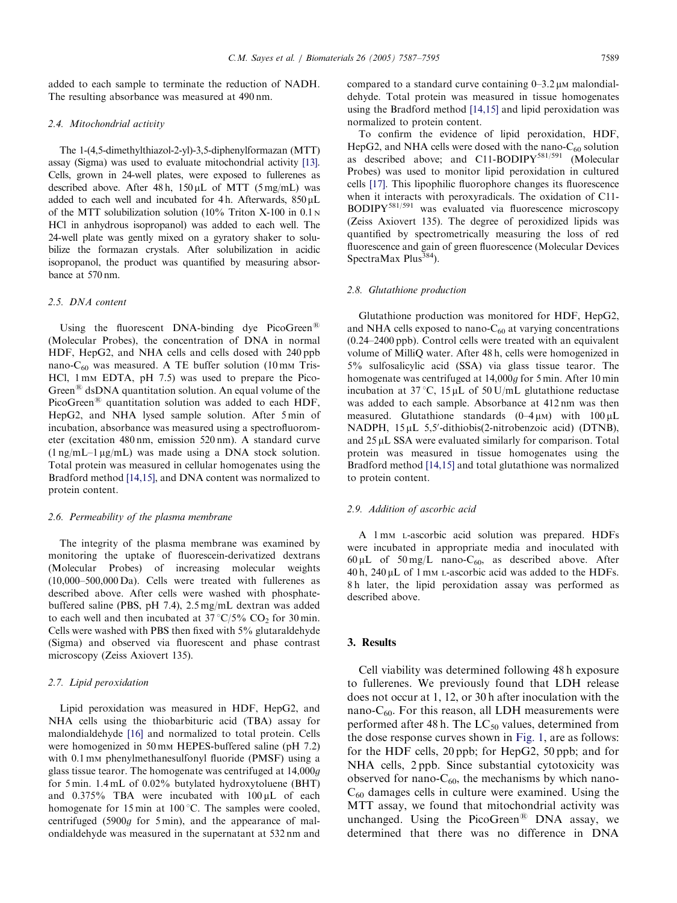added to each sample to terminate the reduction of NADH. The resulting absorbance was measured at 490 nm.

### 2.4. Mitochondrial activity

The 1-(4,5-dimethylthiazol-2-yl)-3,5-diphenylformazan (MTT) assay (Sigma) was used to evaluate mitochondrial activity [13]. Cells, grown in 24-well plates, were exposed to fullerenes as described above. After 48 h, 150 μL of MTT (5 mg/mL) was added to each well and incubated for 4 h. Afterwards, 850 μL of the MTT solubilization solution (10% Triton X-100 in 0.1 N HCl in anhydrous isopropanol) was added to each well. The 24-well plate was gently mixed on a gyratory shaker to solubilize the formazan crystals. After solubilization in acidic isopropanol, the product was quantified by measuring absorbance at 570 nm.

### 2.5. DNA content

Using the fluorescent DNA-binding dye PicoGreen® (Molecular Probes), the concentration of DNA in normal HDF, HepG2, and NHA cells and cells dosed with 240 ppb nano-$C_{60}$ was measured. A TE buffer solution (10 mM Tris-HCl, 1 mM EDTA, pH 7.5) was used to prepare the PicoGreen® dsDNA quantitation solution. An equal volume of the PicoGreen® quantitation solution was added to each HDF, HepG2, and NHA lysed sample solution. After 5 min of incubation, absorbance was measured using a spectrofluorometer (excitation 480 nm, emission 520 nm). A standard curve (1 ng/mL–1 μg/mL) was made using a DNA stock solution. Total protein was measured in cellular homogenates using the Bradford method [14,15], and DNA content was normalized to protein content.

### 2.6. Permeability of the plasma membrane

The integrity of the plasma membrane was examined by monitoring the uptake of fluorescein-derivatized dextrans (Molecular Probes) of increasing molecular weights (10,000–500,000 Da). Cells were treated with fullerenes as described above. After cells were washed with phosphate-buffered saline (PBS, pH 7.4), 2.5 mg/mL dextran was added to each well and then incubated at 37 °C/5% $CO_2$ for 30 min. Cells were washed with PBS then fixed with 5% glutaraldehyde (Sigma) and observed via fluorescent and phase contrast microscopy (Zeiss Axiovert 135).

### 2.7. Lipid peroxidation

Lipid peroxidation was measured in HDF, HepG2, and NHA cells using the thiobarbituric acid (TBA) assay for malondialdehyde [16] and normalized to total protein. Cells were homogenized in 50 mM HEPES-buffered saline (pH 7.2) with 0.1 mM phenylmethanesulfonyl fluoride (PMSF) using a glass tissue tearor. The homogenate was centrifuged at 14,000*g* for 5 min. 1.4 mL of 0.02% butylated hydroxytoluene (BHT) and 0.375% TBA were incubated with 100 μL of each homogenate for 15 min at 100 °C. The samples were cooled, centrifuged (5900*g* for 5 min), and the appearance of malondialdehyde was measured in the supernatant at 532 nm and compared to a standard curve containing 0–3.2 μM malondialdehyde. Total protein was measured in tissue homogenates using the Bradford method [14,15] and lipid peroxidation was normalized to protein content.

To confirm the evidence of lipid peroxidation, HDF, HepG2, and NHA cells were dosed with the nano-$C_{60}$ solution as described above; and C11-BODIPY$^{581/591}$ (Molecular Probes) was used to monitor lipid peroxidation in cultured cells [17]. This lipophilic fluorophore changes its fluorescence when it interacts with peroxyradicals. The oxidation of C11-BODIPY$^{581/591}$ was evaluated via fluorescence microscopy (Zeiss Axiovert 135). The degree of peroxidized lipids was quantified by spectrometrically measuring the loss of red fluorescence and gain of green fluorescence (Molecular Devices SpectraMax Plus$^{384}$).

### 2.8. Glutathione production

Glutathione production was monitored for HDF, HepG2, and NHA cells exposed to nano-$C_{60}$ at varying concentrations (0.24–2400 ppb). Control cells were treated with an equivalent volume of MilliQ water. After 48 h, cells were homogenized in 5% sulfosalicylic acid (SSA) via glass tissue tearor. The homogenate was centrifuged at 14,000*g* for 5 min. After 10 min incubation at 37 °C, 15 μL of 50 U/mL glutathione reductase was added to each sample. Absorbance at 412 nm was then measured. Glutathione standards (0–4 μM) with 100 μL NADPH, 15 μL 5,5′-dithiobis(2-nitrobenzoic acid) (DTNB), and 25 μL SSA were evaluated similarly for comparison. Total protein was measured in tissue homogenates using the Bradford method [14,15] and total glutathione was normalized to protein content.

### 2.9. Addition of ascorbic acid

A 1 mM L-ascorbic acid solution was prepared. HDFs were incubated in appropriate media and inoculated with 60 μL of 50 mg/L nano-$C_{60}$, as described above. After 40 h, 240 μL of 1 mM L-ascorbic acid was added to the HDFs. 8 h later, the lipid peroxidation assay was performed as described above.

## 3. Results

Cell viability was determined following 48 h exposure to fullerenes. We previously found that LDH release does not occur at 1, 12, or 30 h after inoculation with the nano-$C_{60}$. For this reason, all LDH measurements were performed after 48 h. The $LC_{50}$ values, determined from the dose response curves shown in Fig. 1, are as follows: for the HDF cells, 20 ppb; for HepG2, 50 ppb; and for NHA cells, 2 ppb. Since substantial cytotoxicity was observed for nano-$C_{60}$, the mechanisms by which nano-$C_{60}$ damages cells in culture were examined. Using the MTT assay, we found that mitochondrial activity was unchanged. Using the PicoGreen® DNA assay, we determined that there was no difference in DNA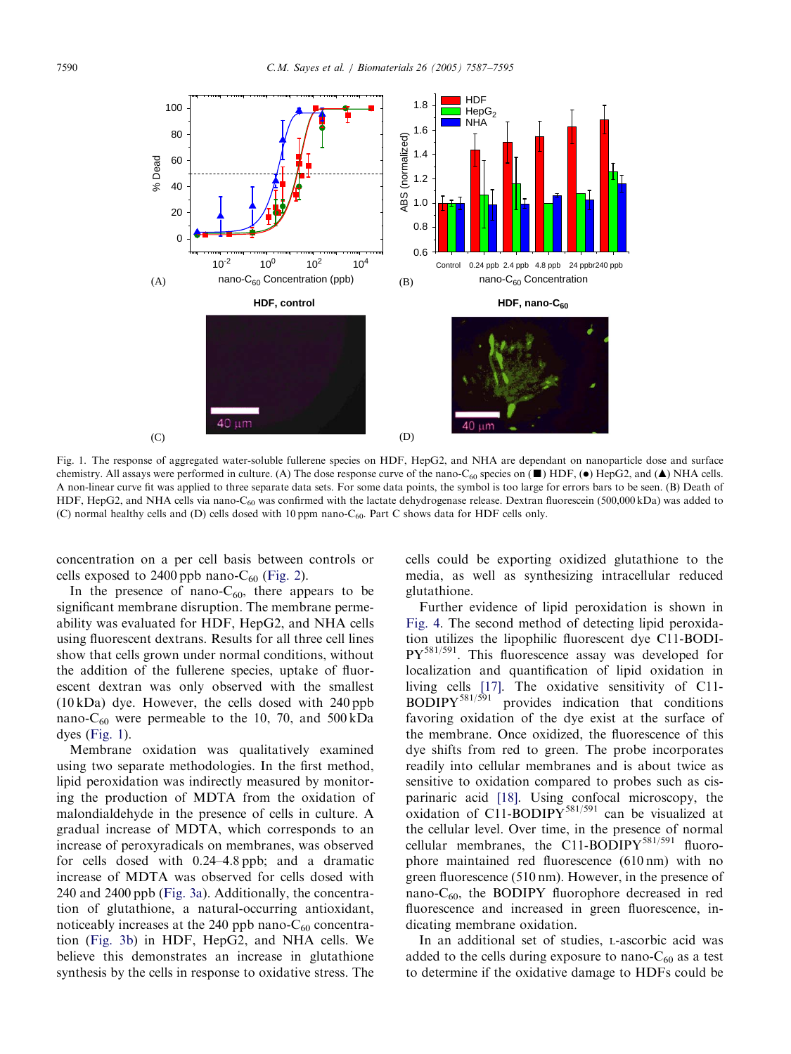Fig. 1. The response of aggregated water-soluble fullerene species on HDF, HepG2, and NHA are dependant on nanoparticle dose and surface chemistry. All assays were performed in culture. (A) The dose response curve of the nano-$C_{60}$ species on (■) HDF, (●) HepG2, and (▲) NHA cells. A non-linear curve fit was applied to three separate data sets. For some data points, the symbol is too large for errors bars to be seen. (B) Death of HDF, HepG2, and NHA cells via nano-$C_{60}$ was confirmed with the lactate dehydrogenase release. Dextran fluorescein (500,000 kDa) was added to (C) normal healthy cells and (D) cells dosed with 10 ppm nano-$C_{60}$. Part C shows data for HDF cells only.

concentration on a per cell basis between controls or cells exposed to 2400 ppb nano-$C_{60}$ (Fig. 2).

In the presence of nano-$C_{60}$, there appears to be significant membrane disruption. The membrane permeability was evaluated for HDF, HepG2, and NHA cells using fluorescent dextrans. Results for all three cell lines show that cells grown under normal conditions, without the addition of the fullerene species, uptake of fluorescent dextran was only observed with the smallest (10 kDa) dye. However, the cells dosed with 240 ppb nano-$C_{60}$ were permeable to the 10, 70, and 500 kDa dyes (Fig. 1).

Membrane oxidation was qualitatively examined using two separate methodologies. In the first method, lipid peroxidation was indirectly measured by monitoring the production of MDTA from the oxidation of malondialdehyde in the presence of cells in culture. A gradual increase of MDTA, which corresponds to an increase of peroxyradicals on membranes, was observed for cells dosed with 0.24–4.8 ppb; and a dramatic increase of MDTA was observed for cells dosed with 240 and 2400 ppb (Fig. 3a). Additionally, the concentration of glutathione, a natural-occurring antioxidant, noticeably increases at the 240 ppb nano-$C_{60}$ concentration (Fig. 3b) in HDF, HepG2, and NHA cells. We believe this demonstrates an increase in glutathione synthesis by the cells in response to oxidative stress. The cells could be exporting oxidized glutathione to the media, as well as synthesizing intracellular reduced glutathione.

Further evidence of lipid peroxidation is shown in Fig. 4. The second method of detecting lipid peroxidation utilizes the lipophilic fluorescent dye C11-BODIPY$^{581/591}$. This fluorescence assay was developed for localization and quantification of lipid oxidation in living cells [17]. The oxidative sensitivity of C11-BODIPY$^{581/591}$ provides indication that conditions favoring oxidation of the dye exist at the surface of the membrane. Once oxidized, the fluorescence of this dye shifts from red to green. The probe incorporates readily into cellular membranes and is about twice as sensitive to oxidation compared to probes such as cis-parinaric acid [18]. Using confocal microscopy, the oxidation of C11-BODIPY$^{581/591}$ can be visualized at the cellular level. Over time, in the presence of normal cellular membranes, the C11-BODIPY$^{581/591}$ fluorophore maintained red fluorescence (610 nm) with no green fluorescence (510 nm). However, in the presence of nano-$C_{60}$, the BODIPY fluorophore decreased in red fluorescence and increased in green fluorescence, indicating membrane oxidation.

In an additional set of studies, L-ascorbic acid was added to the cells during exposure to nano-$C_{60}$ as a test to determine if the oxidative damage to HDFs could be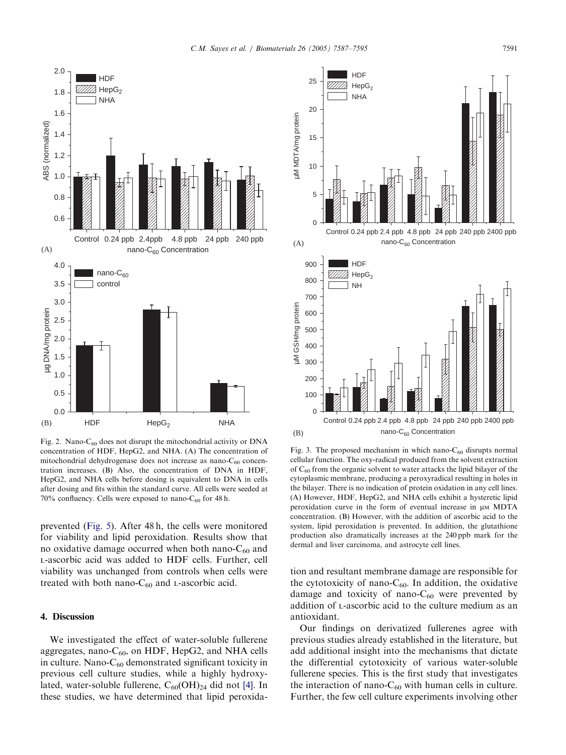Fig. 2. Nano-$C_{60}$ does not disrupt the mitochondrial activity or DNA concentration of HDF, HepG2, and NHA. (A) The concentration of mitochondrial dehydrogenase does not increase as nano-$C_{60}$ concentration increases. (B) Also, the concentration of DNA in HDF, HepG2, and NHA cells before dosing is equivalent to DNA in cells after dosing and fits within the standard curve. All cells were seeded at 70% confluency. Cells were exposed to nano-$C_{60}$ for 48 h.

Fig. 3. The proposed mechanism in which nano-$C_{60}$ disrupts normal cellular function. The oxy-radical produced from the solvent extraction of $C_{60}$ from the organic solvent to water attacks the lipid bilayer of the cytoplasmic membrane, producing a peroxyradical resulting in holes in the bilayer. There is no indication of protein oxidation in any cell lines. (A) However, HDF, HepG2, and NHA cells exhibit a hysteretic lipid peroxidation curve in the form of eventual increase in μM MDTA concentration. (B) However, with the addition of ascorbic acid to the system, lipid peroxidation is prevented. In addition, the glutathione production also dramatically increases at the 240 ppb mark for the dermal and liver carcinoma, and astrocyte cell lines.

prevented (Fig. 5). After 48 h, the cells were monitored for viability and lipid peroxidation. Results show that no oxidative damage occurred when both nano-$C_{60}$ and L-ascorbic acid was added to HDF cells. Further, cell viability was unchanged from controls when cells were treated with both nano-$C_{60}$ and L-ascorbic acid.

## 4. Discussion

We investigated the effect of water-soluble fullerene aggregates, nano-$C_{60}$, on HDF, HepG2, and NHA cells in culture. Nano-$C_{60}$ demonstrated significant toxicity in previous cell culture studies, while a highly hydroxylated, water-soluble fullerene, $C_{60}(OH)_{24}$ did not [4]. In these studies, we have determined that lipid peroxidation and resultant membrane damage are responsible for the cytotoxicity of nano-$C_{60}$. In addition, the oxidative damage and toxicity of nano-$C_{60}$ were prevented by addition of L-ascorbic acid to the culture medium as an antioxidant.

Our findings on derivatized fullerenes agree with previous studies already established in the literature, but add additional insight into the mechanisms that dictate the differential cytotoxicity of various water-soluble fullerene species. This is the first study that investigates the interaction of nano-$C_{60}$ with human cells in culture. Further, the few cell culture experiments involving other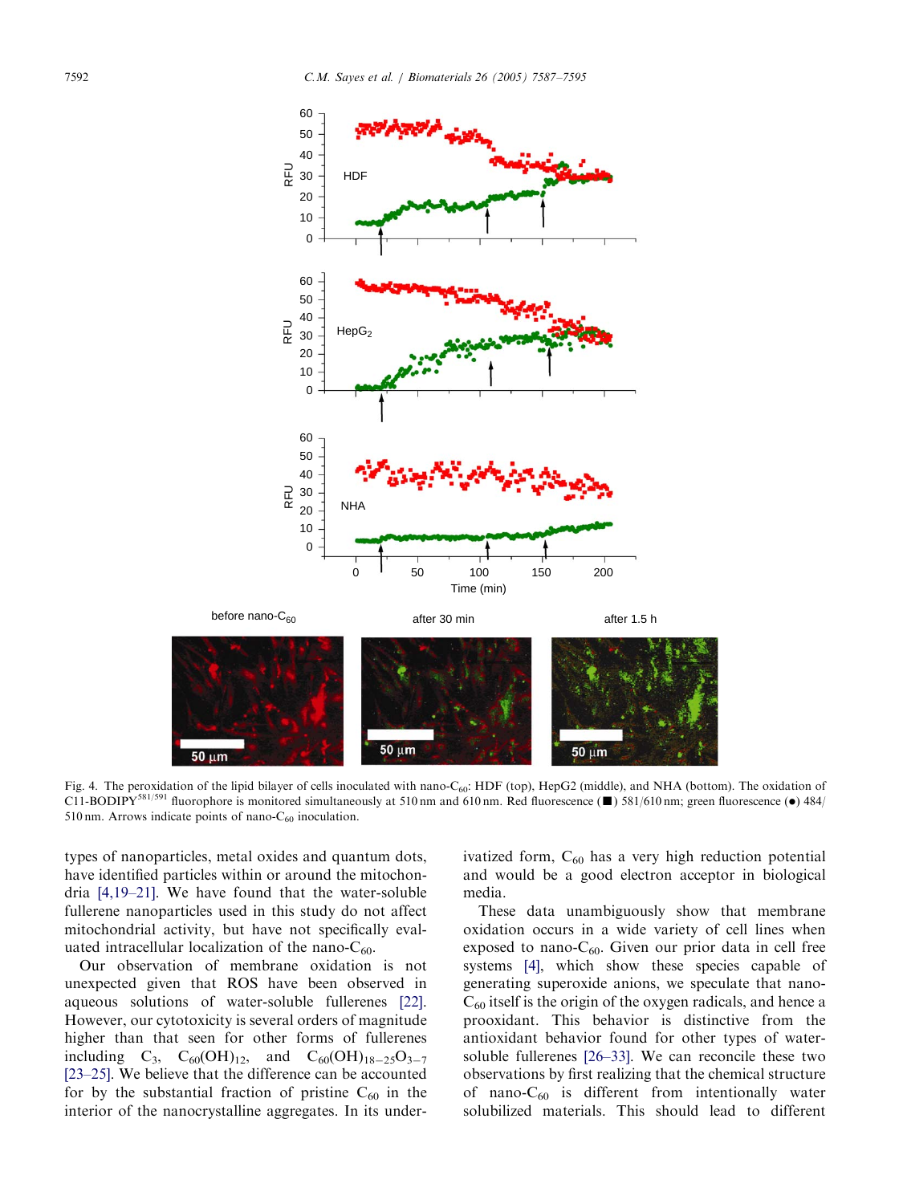Fig. 4. The peroxidation of the lipid bilayer of cells inoculated with nano-$C_{60}$: HDF (top), HepG2 (middle), and NHA (bottom). The oxidation of C11-BODIPY$^{581/591}$ fluorophore is monitored simultaneously at 510 nm and 610 nm. Red fluorescence (■) 581/610 nm; green fluorescence (●) 484/510 nm. Arrows indicate points of nano-$C_{60}$ inoculation.

types of nanoparticles, metal oxides and quantum dots, have identified particles within or around the mitochondria [4,19–21]. We have found that the water-soluble fullerene nanoparticles used in this study do not affect mitochondrial activity, but have not specifically evaluated intracellular localization of the nano-$C_{60}$.

Our observation of membrane oxidation is not unexpected given that ROS have been observed in aqueous solutions of water-soluble fullerenes [22]. However, our cytotoxicity is several orders of magnitude higher than that seen for other forms of fullerenes including $C_3$, $C_{60}(OH)_{12}$, and $C_{60}(OH)_{18-25}O_{3-7}$ [23–25]. We believe that the difference can be accounted for by the substantial fraction of pristine $C_{60}$ in the interior of the nanocrystalline aggregates. In its underivatized form, $C_{60}$ has a very high reduction potential and would be a good electron acceptor in biological media.

These data unambiguously show that membrane oxidation occurs in a wide variety of cell lines when exposed to nano-$C_{60}$. Given our prior data in cell free systems [4], which show these species capable of generating superoxide anions, we speculate that nano-$C_{60}$ itself is the origin of the oxygen radicals, and hence a prooxidant. This behavior is distinctive from the antioxidant behavior found for other types of water-soluble fullerenes [26–33]. We can reconcile these two observations by first realizing that the chemical structure of nano-$C_{60}$ is different from intentionally water solubilized materials. This should lead to different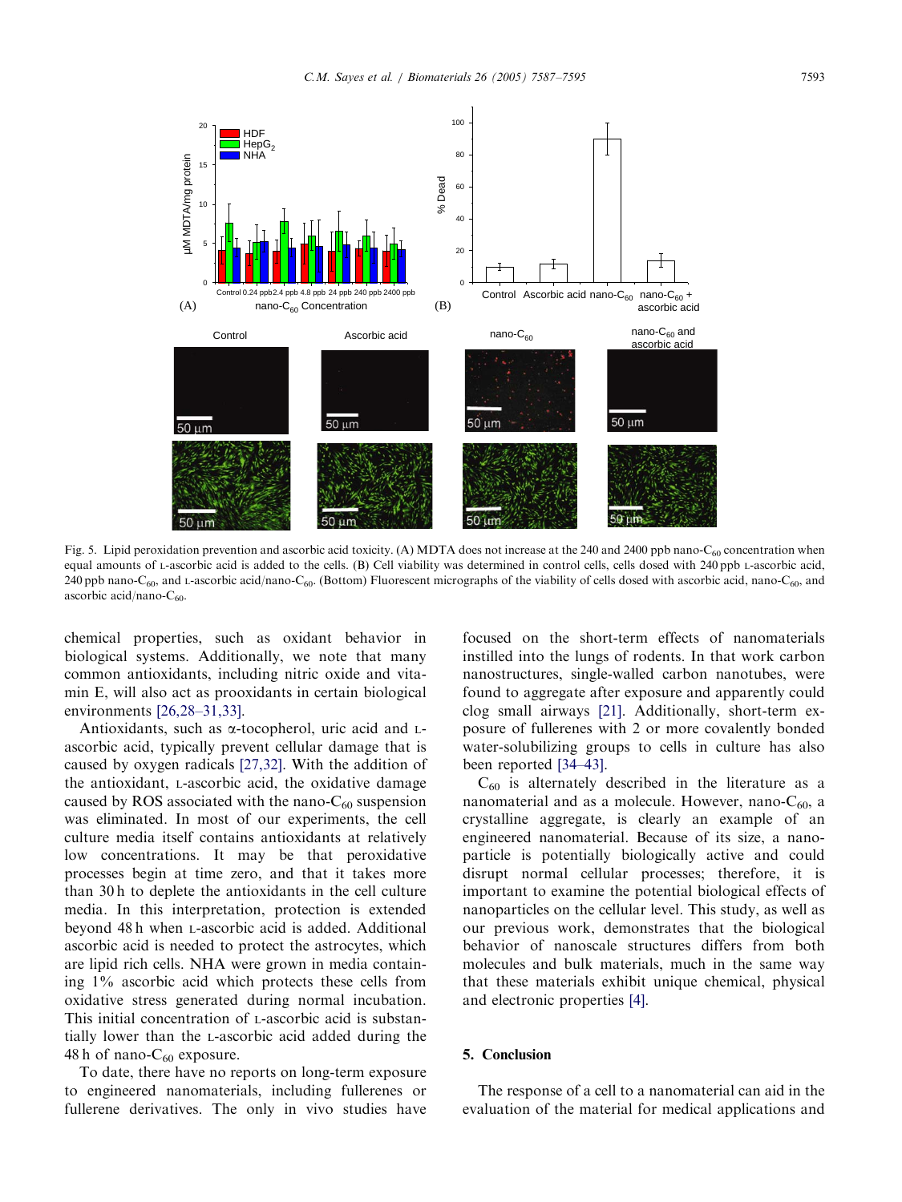Fig. 5. Lipid peroxidation prevention and ascorbic acid toxicity. (A) MDTA does not increase at the 240 and 2400 ppb nano-$C_{60}$ concentration when equal amounts of L-ascorbic acid is added to the cells. (B) Cell viability was determined in control cells, cells dosed with 240 ppb L-ascorbic acid, 240 ppb nano-$C_{60}$, and L-ascorbic acid/nano-$C_{60}$. (Bottom) Fluorescent micrographs of the viability of cells dosed with ascorbic acid, nano-$C_{60}$, and ascorbic acid/nano-$C_{60}$.

chemical properties, such as oxidant behavior in biological systems. Additionally, we note that many common antioxidants, including nitric oxide and vitamin E, will also act as prooxidants in certain biological environments [26,28–31,33].

Antioxidants, such as α-tocopherol, uric acid and L-ascorbic acid, typically prevent cellular damage that is caused by oxygen radicals [27,32]. With the addition of the antioxidant, L-ascorbic acid, the oxidative damage caused by ROS associated with the nano-$C_{60}$ suspension was eliminated. In most of our experiments, the cell culture media itself contains antioxidants at relatively low concentrations. It may be that peroxidative processes begin at time zero, and that it takes more than 30 h to deplete the antioxidants in the cell culture media. In this interpretation, protection is extended beyond 48 h when L-ascorbic acid is added. Additional ascorbic acid is needed to protect the astrocytes, which are lipid rich cells. NHA were grown in media containing 1% ascorbic acid which protects these cells from oxidative stress generated during normal incubation. This initial concentration of L-ascorbic acid is substantially lower than the L-ascorbic acid added during the 48 h of nano-$C_{60}$ exposure.

To date, there have no reports on long-term exposure to engineered nanomaterials, including fullerenes or fullerene derivatives. The only in vivo studies have focused on the short-term effects of nanomaterials instilled into the lungs of rodents. In that work carbon nanostructures, single-walled carbon nanotubes, were found to aggregate after exposure and apparently could clog small airways [21]. Additionally, short-term exposure of fullerenes with 2 or more covalently bonded water-solubilizing groups to cells in culture has also been reported [34–43].

$C_{60}$ is alternately described in the literature as a nanomaterial and as a molecule. However, nano-$C_{60}$, a crystalline aggregate, is clearly an example of an engineered nanomaterial. Because of its size, a nanoparticle is potentially biologically active and could disrupt normal cellular processes; therefore, it is important to examine the potential biological effects of nanoparticles on the cellular level. This study, as well as our previous work, demonstrates that the biological behavior of nanoscale structures differs from both molecules and bulk materials, much in the same way that these materials exhibit unique chemical, physical and electronic properties [4].

## 5. Conclusion

The response of a cell to a nanomaterial can aid in the evaluation of the material for medical applications and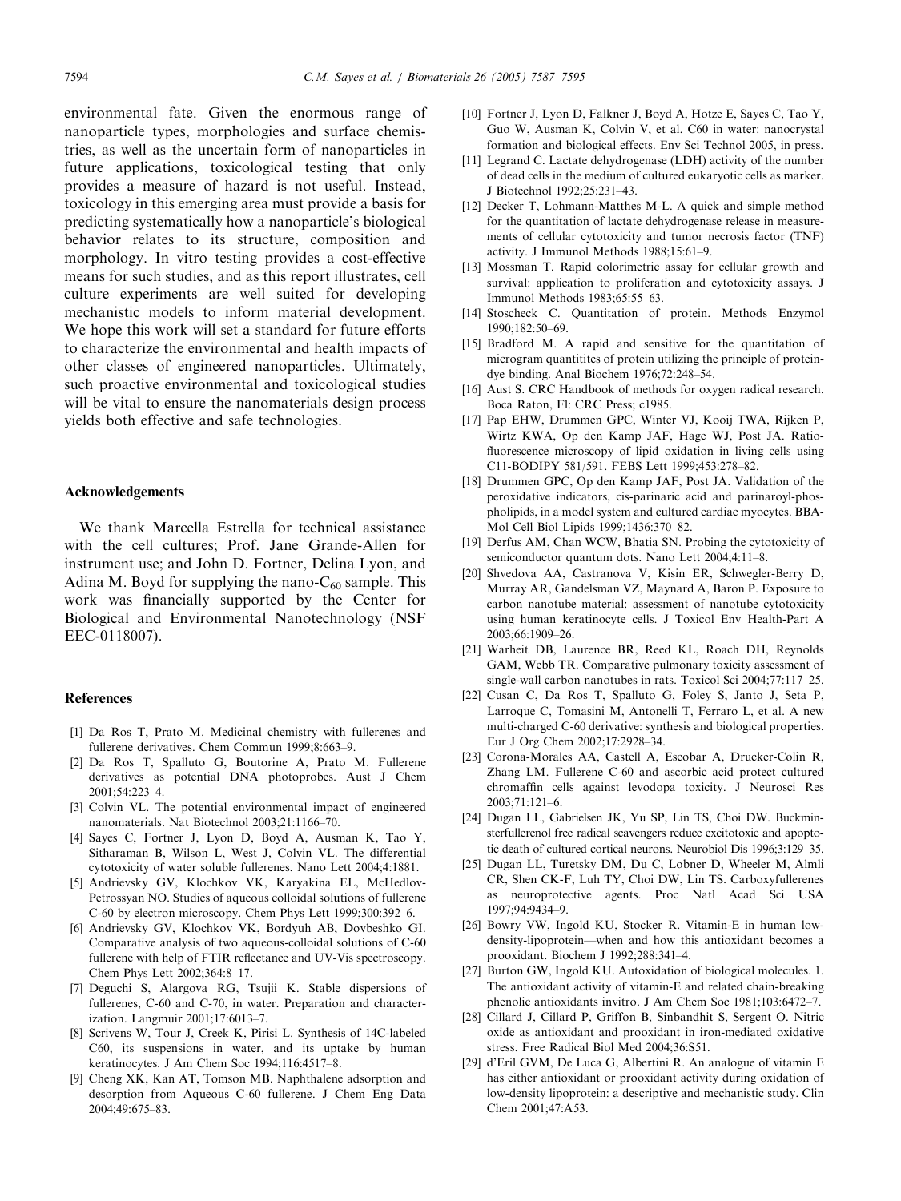environmental fate. Given the enormous range of nanoparticle types, morphologies and surface chemistries, as well as the uncertain form of nanoparticles in future applications, toxicological testing that only provides a measure of hazard is not useful. Instead, toxicology in this emerging area must provide a basis for predicting systematically how a nanoparticle's biological behavior relates to its structure, composition and morphology. In vitro testing provides a cost-effective means for such studies, and as this report illustrates, cell culture experiments are well suited for developing mechanistic models to inform material development. We hope this work will set a standard for future efforts to characterize the environmental and health impacts of other classes of engineered nanoparticles. Ultimately, such proactive environmental and toxicological studies will be vital to ensure the nanomaterials design process yields both effective and safe technologies.

## Acknowledgements

We thank Marcella Estrella for technical assistance with the cell cultures; Prof. Jane Grande-Allen for instrument use; and John D. Fortner, Delina Lyon, and Adina M. Boyd for supplying the nano-$C_{60}$ sample. This work was financially supported by the Center for Biological and Environmental Nanotechnology (NSF EEC-0118007).

## References

[1] Da Ros T, Prato M. Medicinal chemistry with fullerenes and fullerene derivatives. Chem Commun 1999;8:663–9.

[2] Da Ros T, Spalluto G, Boutorine A, Prato M. Fullerene derivatives as potential DNA photoprobes. Aust J Chem 2001;54:223–4.

[3] Colvin VL. The potential environmental impact of engineered nanomaterials. Nat Biotechnol 2003;21:1166–70.

[4] Sayes C, Fortner J, Lyon D, Boyd A, Ausman K, Tao Y, Sitharaman B, Wilson L, West J, Colvin VL. The differential cytotoxicity of water soluble fullerenes. Nano Lett 2004;4:1881.

[5] Andrievsky GV, Klochkov VK, Karyakina EL, McHedlov-Petrossyan NO. Studies of aqueous colloidal solutions of fullerene C-60 by electron microscopy. Chem Phys Lett 1999;300:392–6.

[6] Andrievsky GV, Klochkov VK, Bordyuh AB, Dovbeshko GI. Comparative analysis of two aqueous-colloidal solutions of C-60 fullerene with help of FTIR reflectance and UV-Vis spectroscopy. Chem Phys Lett 2002;364:8–17.

[7] Deguchi S, Alargova RG, Tsujii K. Stable dispersions of fullerenes, C-60 and C-70, in water. Preparation and characterization. Langmuir 2001;17:6013–7.

[8] Scrivens W, Tour J, Creek K, Pirisi L. Synthesis of 14C-labeled C60, its suspensions in water, and its uptake by human keratinocytes. J Am Chem Soc 1994;116:4517–8.

[9] Cheng XK, Kan AT, Tomson MB. Naphthalene adsorption and desorption from Aqueous C-60 fullerene. J Chem Eng Data 2004;49:675–83.

[10] Fortner J, Lyon D, Falkner J, Boyd A, Hotze E, Sayes C, Tao Y, Guo W, Ausman K, Colvin V, et al. C60 in water: nanocrystal formation and biological effects. Env Sci Technol 2005, in press.

[11] Legrand C. Lactate dehydrogenase (LDH) activity of the number of dead cells in the medium of cultured eukaryotic cells as marker. J Biotechnol 1992;25:231–43.

[12] Decker T, Lohmann-Matthes M-L. A quick and simple method for the quantitation of lactate dehydrogenase release in measurements of cellular cytotoxicity and tumor necrosis factor (TNF) activity. J Immunol Methods 1988;15:61–9.

[13] Mossman T. Rapid colorimetric assay for cellular growth and survival: application to proliferation and cytotoxicity assays. J Immunol Methods 1983;65:55–63.

[14] Stoscheck C. Quantitation of protein. Methods Enzymol 1990;182:50–69.

[15] Bradford M. A rapid and sensitive for the quantitation of microgram quantitites of protein utilizing the principle of protein-dye binding. Anal Biochem 1976;72:248–54.

[16] Aust S. CRC Handbook of methods for oxygen radical research. Boca Raton, Fl: CRC Press; c1985.

[17] Pap EHW, Drummen GPC, Winter VJ, Kooij TWA, Rijken P, Wirtz KWA, Op den Kamp JAF, Hage WJ, Post JA. Ratio-fluorescence microscopy of lipid oxidation in living cells using C11-BODIPY 581/591. FEBS Lett 1999;453:278–82.

[18] Drummen GPC, Op den Kamp JAF, Post JA. Validation of the peroxidative indicators, cis-parinaric acid and parinaroyl-phospholipids, in a model system and cultured cardiac myocytes. BBA-Mol Cell Biol Lipids 1999;1436:370–82.

[19] Derfus AM, Chan WCW, Bhatia SN. Probing the cytotoxicity of semiconductor quantum dots. Nano Lett 2004;4:11–8.

[20] Shvedova AA, Castranova V, Kisin ER, Schwegler-Berry D, Murray AR, Gandelsman VZ, Maynard A, Baron P. Exposure to carbon nanotube material: assessment of nanotube cytotoxicity using human keratinocyte cells. J Toxicol Env Health-Part A 2003;66:1909–26.

[21] Warheit DB, Laurence BR, Reed KL, Roach DH, Reynolds GAM, Webb TR. Comparative pulmonary toxicity assessment of single-wall carbon nanotubes in rats. Toxicol Sci 2004;77:117–25.

[22] Cusan C, Da Ros T, Spalluto G, Foley S, Janto J, Seta P, Larroque C, Tomasini M, Antonelli T, Ferraro L, et al. A new multi-charged C-60 derivative: synthesis and biological properties. Eur J Org Chem 2002;17:2928–34.

[23] Corona-Morales AA, Castell A, Escobar A, Drucker-Colin R, Zhang LM. Fullerene C-60 and ascorbic acid protect cultured chromaffin cells against levodopa toxicity. J Neurosci Res 2003;71:121–6.

[24] Dugan LL, Gabrielsen JK, Yu SP, Lin TS, Choi DW. Buckminsterfullerenol free radical scavengers reduce excitotoxic and apoptotic death of cultured cortical neurons. Neurobiol Dis 1996;3:129–35.

[25] Dugan LL, Turetsky DM, Du C, Lobner D, Wheeler M, Almli CR, Shen CK-F, Luh TY, Choi DW, Lin TS. Carboxyfullerenes as neuroprotective agents. Proc Natl Acad Sci USA 1997;94:9434–9.

[26] Bowry VW, Ingold KU, Stocker R. Vitamin-E in human low-density-lipoprotein—when and how this antioxidant becomes a prooxidant. Biochem J 1992;288:341–4.

[27] Burton GW, Ingold KU. Autoxidation of biological molecules. 1. The antioxidant activity of vitamin-E and related chain-breaking phenolic antioxidants invitro. J Am Chem Soc 1981;103:6472–7.

[28] Cillard J, Cillard P, Griffon B, Sinbandhit S, Sergent O. Nitric oxide as antioxidant and prooxidant in iron-mediated oxidative stress. Free Radical Biol Med 2004;36:S51.

[29] d'Eril GVM, De Luca G, Albertini R. An analogue of vitamin E has either antioxidant or prooxidant activity during oxidation of low-density lipoprotein: a descriptive and mechanistic study. Clin Chem 2001;47:A53.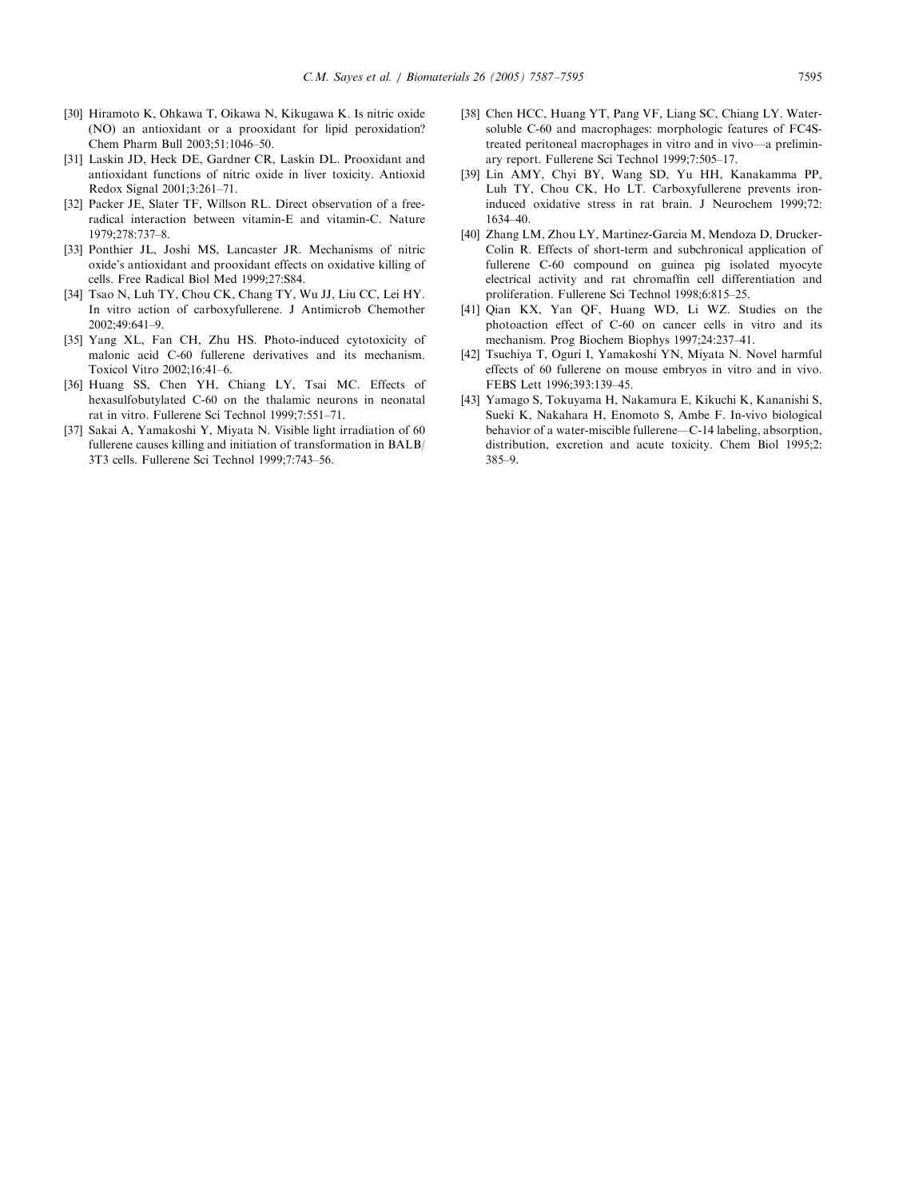[30] Hiramoto K, Ohkawa T, Oikawa N, Kikugawa K. Is nitric oxide (NO) an antioxidant or a prooxidant for lipid peroxidation? Chem Pharm Bull 2003;51:1046–50.

[31] Laskin JD, Heck DE, Gardner CR, Laskin DL. Prooxidant and antioxidant functions of nitric oxide in liver toxicity. Antioxid Redox Signal 2001;3:261–71.

[32] Packer JE, Slater TF, Willson RL. Direct observation of a free-radical interaction between vitamin-E and vitamin-C. Nature 1979;278:737–8.

[33] Ponthier JL, Joshi MS, Lancaster JR. Mechanisms of nitric oxide's antioxidant and prooxidant effects on oxidative killing of cells. Free Radical Biol Med 1999;27:S84.

[34] Tsao N, Luh TY, Chou CK, Chang TY, Wu JJ, Liu CC, Lei HY. In vitro action of carboxyfullerene. J Antimicrob Chemother 2002;49:641–9.

[35] Yang XL, Fan CH, Zhu HS. Photo-induced cytotoxicity of malonic acid C-60 fullerene derivatives and its mechanism. Toxicol Vitro 2002;16:41–6.

[36] Huang SS, Chen YH, Chiang LY, Tsai MC. Effects of hexasulfobutylated C-60 on the thalamic neurons in neonatal rat in vitro. Fullerene Sci Technol 1999;7:551–71.

[37] Sakai A, Yamakoshi Y, Miyata N. Visible light irradiation of 60 fullerene causes killing and initiation of transformation in BALB/3T3 cells. Fullerene Sci Technol 1999;7:743–56.

[38] Chen HCC, Huang YT, Pang VF, Liang SC, Chiang LY. Water-soluble C-60 and macrophages: morphologic features of FC4S-treated peritoneal macrophages in vitro and in vivo—a preliminary report. Fullerene Sci Technol 1999;7:505–17.

[39] Lin AMY, Chyi BY, Wang SD, Yu HH, Kanakamma PP, Luh TY, Chou CK, Ho LT. Carboxyfullerene prevents iron-induced oxidative stress in rat brain. J Neurochem 1999;72: 1634–40.

[40] Zhang LM, Zhou LY, Martinez-Garcia M, Mendoza D, Drucker-Colin R. Effects of short-term and subchronical application of fullerene C-60 compound on guinea pig isolated myocyte electrical activity and rat chromaffin cell differentiation and proliferation. Fullerene Sci Technol 1998;6:815–25.

[41] Qian KX, Yan QF, Huang WD, Li WZ. Studies on the photoaction effect of C-60 on cancer cells in vitro and its mechanism. Prog Biochem Biophys 1997;24:237–41.

[42] Tsuchiya T, Oguri I, Yamakoshi YN, Miyata N. Novel harmful effects of 60 fullerene on mouse embryos in vitro and in vivo. FEBS Lett 1996;393:139–45.

[43] Yamago S, Tokuyama H, Nakamura E, Kikuchi K, Kananishi S, Sueki K, Nakahara H, Enomoto S, Ambe F. In-vivo biological behavior of a water-miscible fullerene—C-14 labeling, absorption, distribution, excretion and acute toxicity. Chem Biol 1995;2: 385–9.